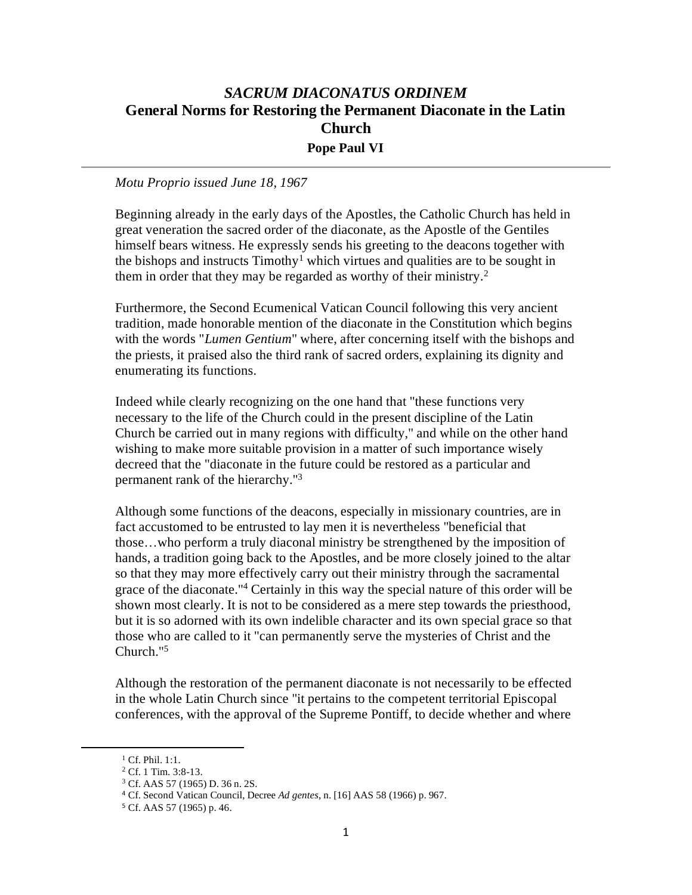# *SACRUM DIACONATUS ORDINEM*
# General Norms for Restoring the Permanent Diaconate in the Latin Church
### Pope Paul VI

---

*Motu Proprio issued June 18, 1967*

Beginning already in the early days of the Apostles, the Catholic Church has held in great veneration the sacred order of the diaconate, as the Apostle of the Gentiles himself bears witness. He expressly sends his greeting to the deacons together with the bishops and instructs Timothy[1] which virtues and qualities are to be sought in them in order that they may be regarded as worthy of their ministry.[2]

Furthermore, the Second Ecumenical Vatican Council following this very ancient tradition, made honorable mention of the diaconate in the Constitution which begins with the words "*Lumen Gentium*" where, after concerning itself with the bishops and the priests, it praised also the third rank of sacred orders, explaining its dignity and enumerating its functions.

Indeed while clearly recognizing on the one hand that "these functions very necessary to the life of the Church could in the present discipline of the Latin Church be carried out in many regions with difficulty," and while on the other hand wishing to make more suitable provision in a matter of such importance wisely decreed that the "diaconate in the future could be restored as a particular and permanent rank of the hierarchy."[3]

Although some functions of the deacons, especially in missionary countries, are in fact accustomed to be entrusted to lay men it is nevertheless "beneficial that those…who perform a truly diaconal ministry be strengthened by the imposition of hands, a tradition going back to the Apostles, and be more closely joined to the altar so that they may more effectively carry out their ministry through the sacramental grace of the diaconate."[4] Certainly in this way the special nature of this order will be shown most clearly. It is not to be considered as a mere step towards the priesthood, but it is so adorned with its own indelible character and its own special grace so that those who are called to it "can permanently serve the mysteries of Christ and the Church."[5]

Although the restoration of the permanent diaconate is not necessarily to be effected in the whole Latin Church since "it pertains to the competent territorial Episcopal conferences, with the approval of the Supreme Pontiff, to decide whether and where

---

[1] Cf. Phil. 1:1.

[2] Cf. 1 Tim. 3:8-13.

[3] Cf. AAS 57 (1965) D. 36 n. 2S.

[4] Cf. Second Vatican Council, Decree *Ad gentes*, n. [16] AAS 58 (1966) p. 967.

[5] Cf. AAS 57 (1965) p. 46.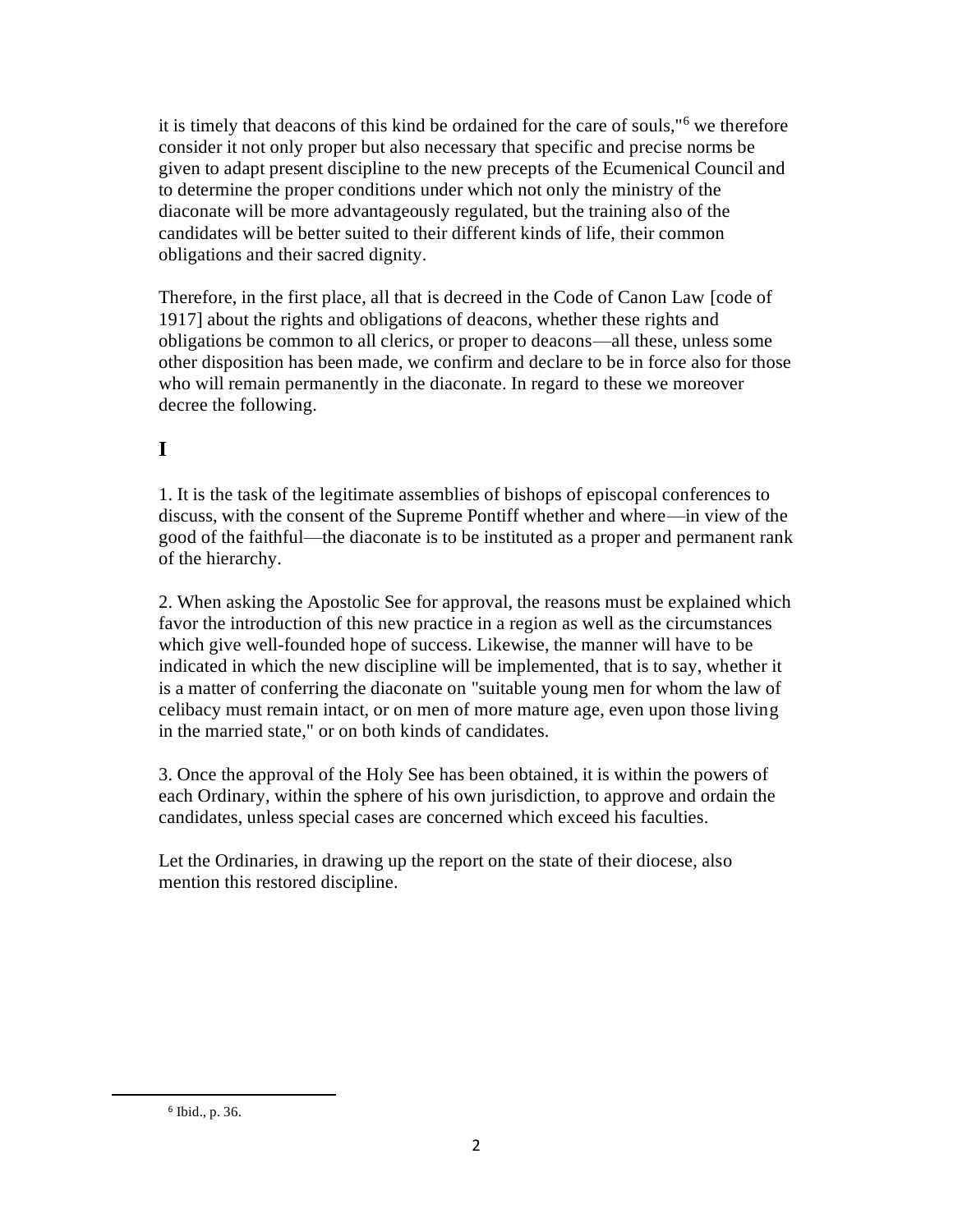it is timely that deacons of this kind be ordained for the care of souls,"[6] we therefore consider it not only proper but also necessary that specific and precise norms be given to adapt present discipline to the new precepts of the Ecumenical Council and to determine the proper conditions under which not only the ministry of the diaconate will be more advantageously regulated, but the training also of the candidates will be better suited to their different kinds of life, their common obligations and their sacred dignity.

Therefore, in the first place, all that is decreed in the Code of Canon Law [code of 1917] about the rights and obligations of deacons, whether these rights and obligations be common to all clerics, or proper to deacons—all these, unless some other disposition has been made, we confirm and declare to be in force also for those who will remain permanently in the diaconate. In regard to these we moreover decree the following.

## I

1. It is the task of the legitimate assemblies of bishops of episcopal conferences to discuss, with the consent of the Supreme Pontiff whether and where—in view of the good of the faithful—the diaconate is to be instituted as a proper and permanent rank of the hierarchy.

2. When asking the Apostolic See for approval, the reasons must be explained which favor the introduction of this new practice in a region as well as the circumstances which give well-founded hope of success. Likewise, the manner will have to be indicated in which the new discipline will be implemented, that is to say, whether it is a matter of conferring the diaconate on "suitable young men for whom the law of celibacy must remain intact, or on men of more mature age, even upon those living in the married state," or on both kinds of candidates.

3. Once the approval of the Holy See has been obtained, it is within the powers of each Ordinary, within the sphere of his own jurisdiction, to approve and ordain the candidates, unless special cases are concerned which exceed his faculties.

Let the Ordinaries, in drawing up the report on the state of their diocese, also mention this restored discipline.

[6] Ibid., p. 36.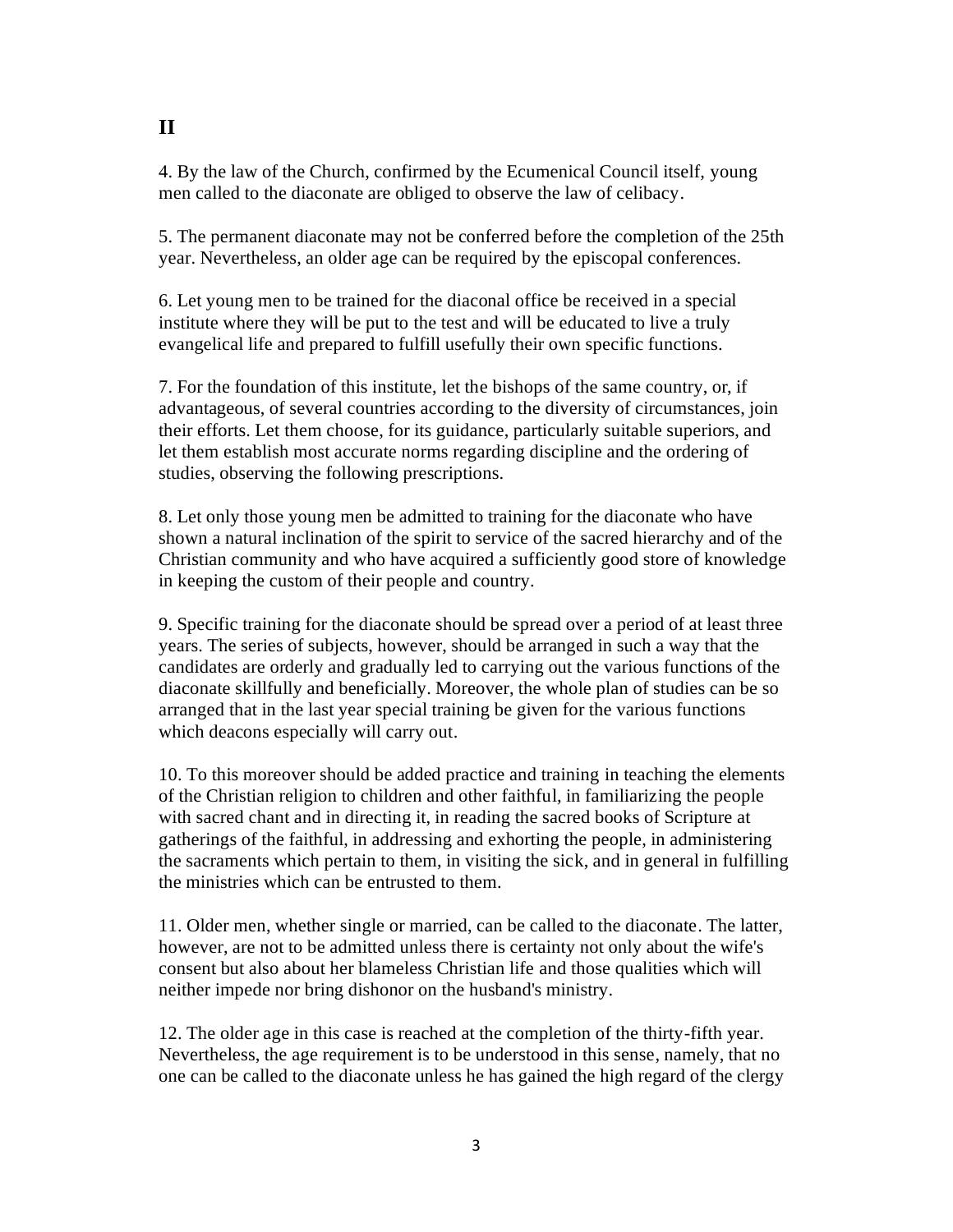## II

4. By the law of the Church, confirmed by the Ecumenical Council itself, young men called to the diaconate are obliged to observe the law of celibacy.

5. The permanent diaconate may not be conferred before the completion of the 25th year. Nevertheless, an older age can be required by the episcopal conferences.

6. Let young men to be trained for the diaconal office be received in a special institute where they will be put to the test and will be educated to live a truly evangelical life and prepared to fulfill usefully their own specific functions.

7. For the foundation of this institute, let the bishops of the same country, or, if advantageous, of several countries according to the diversity of circumstances, join their efforts. Let them choose, for its guidance, particularly suitable superiors, and let them establish most accurate norms regarding discipline and the ordering of studies, observing the following prescriptions.

8. Let only those young men be admitted to training for the diaconate who have shown a natural inclination of the spirit to service of the sacred hierarchy and of the Christian community and who have acquired a sufficiently good store of knowledge in keeping the custom of their people and country.

9. Specific training for the diaconate should be spread over a period of at least three years. The series of subjects, however, should be arranged in such a way that the candidates are orderly and gradually led to carrying out the various functions of the diaconate skillfully and beneficially. Moreover, the whole plan of studies can be so arranged that in the last year special training be given for the various functions which deacons especially will carry out.

10. To this moreover should be added practice and training in teaching the elements of the Christian religion to children and other faithful, in familiarizing the people with sacred chant and in directing it, in reading the sacred books of Scripture at gatherings of the faithful, in addressing and exhorting the people, in administering the sacraments which pertain to them, in visiting the sick, and in general in fulfilling the ministries which can be entrusted to them.

11. Older men, whether single or married, can be called to the diaconate. The latter, however, are not to be admitted unless there is certainty not only about the wife's consent but also about her blameless Christian life and those qualities which will neither impede nor bring dishonor on the husband's ministry.

12. The older age in this case is reached at the completion of the thirty-fifth year. Nevertheless, the age requirement is to be understood in this sense, namely, that no one can be called to the diaconate unless he has gained the high regard of the clergy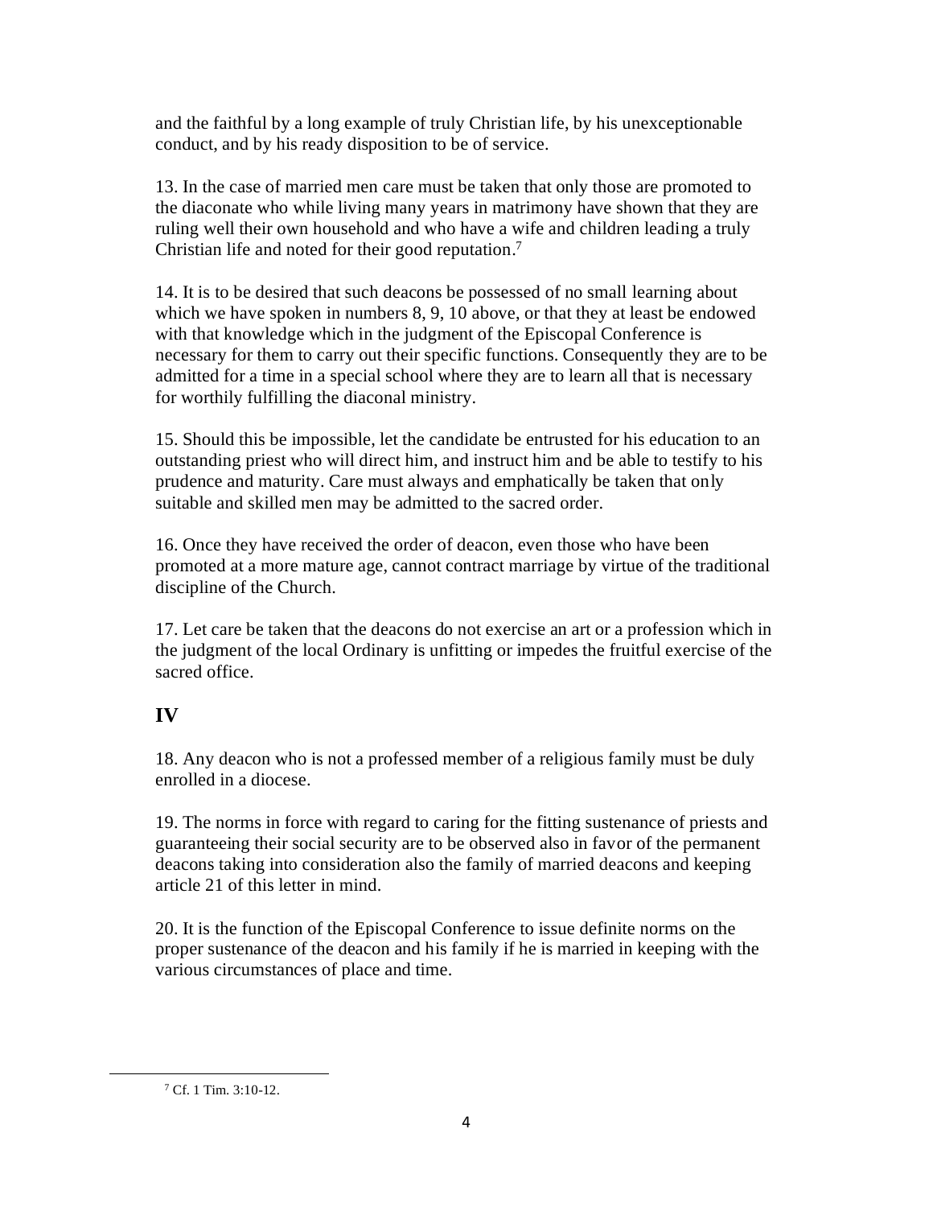and the faithful by a long example of truly Christian life, by his unexceptionable conduct, and by his ready disposition to be of service.

13. In the case of married men care must be taken that only those are promoted to the diaconate who while living many years in matrimony have shown that they are ruling well their own household and who have a wife and children leading a truly Christian life and noted for their good reputation.[7]

14. It is to be desired that such deacons be possessed of no small learning about which we have spoken in numbers 8, 9, 10 above, or that they at least be endowed with that knowledge which in the judgment of the Episcopal Conference is necessary for them to carry out their specific functions. Consequently they are to be admitted for a time in a special school where they are to learn all that is necessary for worthily fulfilling the diaconal ministry.

15. Should this be impossible, let the candidate be entrusted for his education to an outstanding priest who will direct him, and instruct him and be able to testify to his prudence and maturity. Care must always and emphatically be taken that only suitable and skilled men may be admitted to the sacred order.

16. Once they have received the order of deacon, even those who have been promoted at a more mature age, cannot contract marriage by virtue of the traditional discipline of the Church.

17. Let care be taken that the deacons do not exercise an art or a profession which in the judgment of the local Ordinary is unfitting or impedes the fruitful exercise of the sacred office.

## IV

18. Any deacon who is not a professed member of a religious family must be duly enrolled in a diocese.

19. The norms in force with regard to caring for the fitting sustenance of priests and guaranteeing their social security are to be observed also in favor of the permanent deacons taking into consideration also the family of married deacons and keeping article 21 of this letter in mind.

20. It is the function of the Episcopal Conference to issue definite norms on the proper sustenance of the deacon and his family if he is married in keeping with the various circumstances of place and time.

---

[7] Cf. 1 Tim. 3:10-12.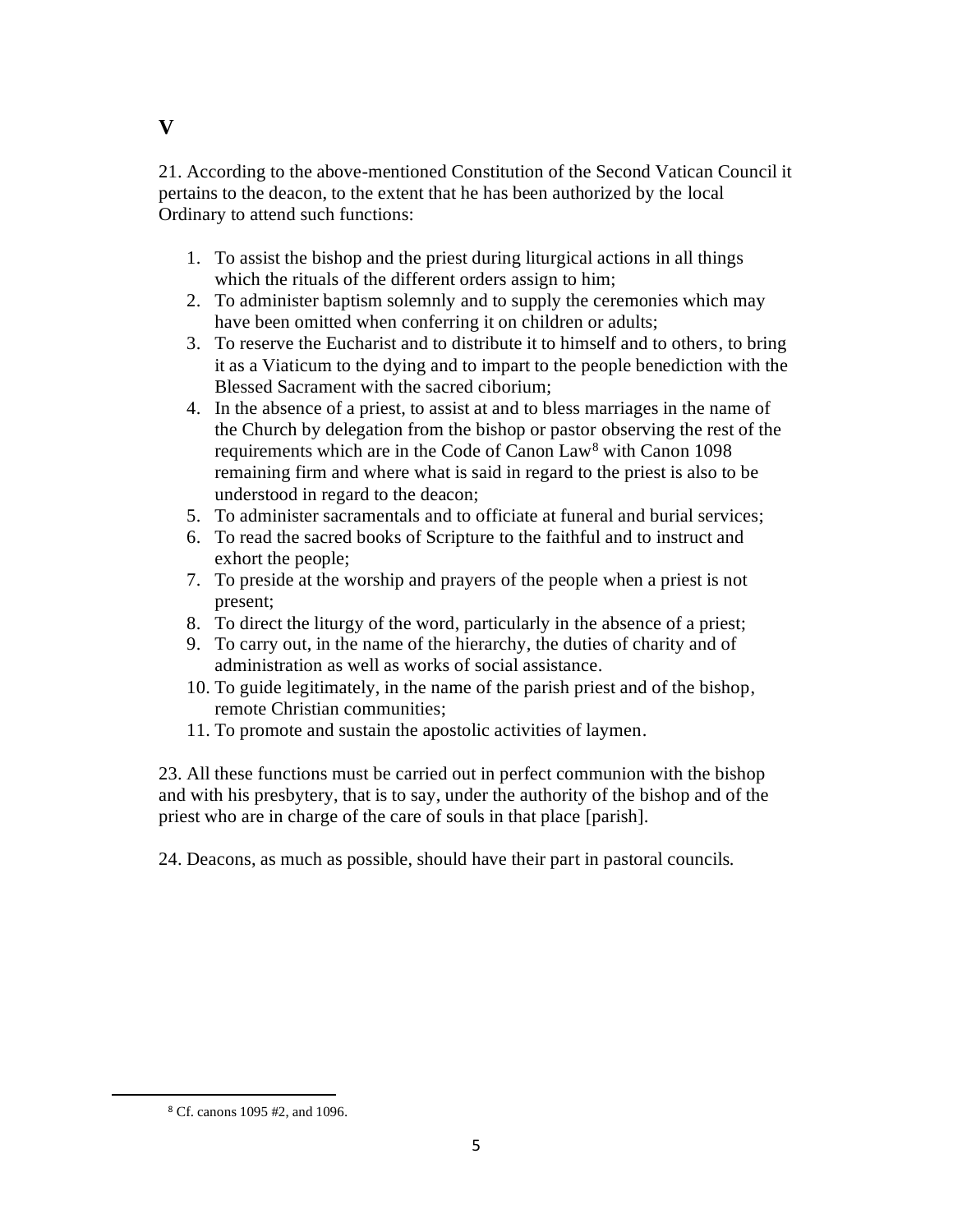# V

21. According to the above-mentioned Constitution of the Second Vatican Council it pertains to the deacon, to the extent that he has been authorized by the local Ordinary to attend such functions:

1. To assist the bishop and the priest during liturgical actions in all things which the rituals of the different orders assign to him;
2. To administer baptism solemnly and to supply the ceremonies which may have been omitted when conferring it on children or adults;
3. To reserve the Eucharist and to distribute it to himself and to others, to bring it as a Viaticum to the dying and to impart to the people benediction with the Blessed Sacrament with the sacred ciborium;
4. In the absence of a priest, to assist at and to bless marriages in the name of the Church by delegation from the bishop or pastor observing the rest of the requirements which are in the Code of Canon Law[8] with Canon 1098 remaining firm and where what is said in regard to the priest is also to be understood in regard to the deacon;
5. To administer sacramentals and to officiate at funeral and burial services;
6. To read the sacred books of Scripture to the faithful and to instruct and exhort the people;
7. To preside at the worship and prayers of the people when a priest is not present;
8. To direct the liturgy of the word, particularly in the absence of a priest;
9. To carry out, in the name of the hierarchy, the duties of charity and of administration as well as works of social assistance.
10. To guide legitimately, in the name of the parish priest and of the bishop, remote Christian communities;
11. To promote and sustain the apostolic activities of laymen.

23. All these functions must be carried out in perfect communion with the bishop and with his presbytery, that is to say, under the authority of the bishop and of the priest who are in charge of the care of souls in that place [parish].

24. Deacons, as much as possible, should have their part in pastoral councils.

[8] Cf. canons 1095 #2, and 1096.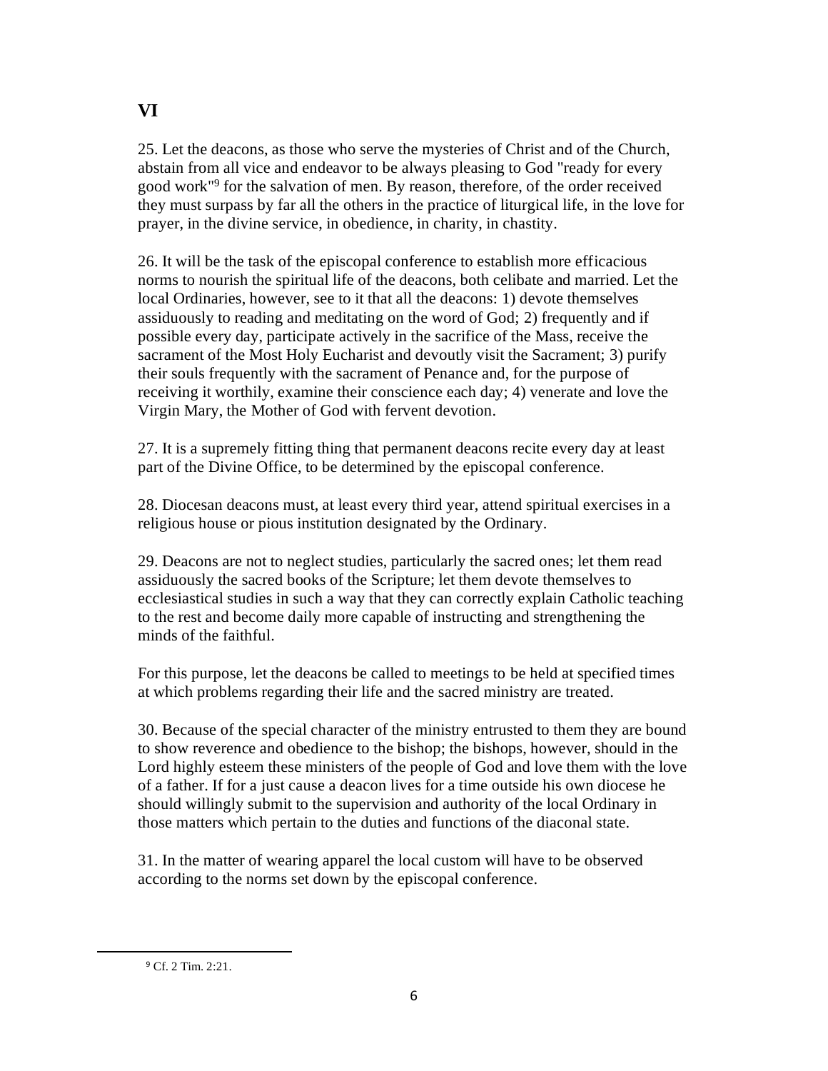## VI

25. Let the deacons, as those who serve the mysteries of Christ and of the Church, abstain from all vice and endeavor to be always pleasing to God "ready for every good work"[9] for the salvation of men. By reason, therefore, of the order received they must surpass by far all the others in the practice of liturgical life, in the love for prayer, in the divine service, in obedience, in charity, in chastity.

26. It will be the task of the episcopal conference to establish more efficacious norms to nourish the spiritual life of the deacons, both celibate and married. Let the local Ordinaries, however, see to it that all the deacons: 1) devote themselves assiduously to reading and meditating on the word of God; 2) frequently and if possible every day, participate actively in the sacrifice of the Mass, receive the sacrament of the Most Holy Eucharist and devoutly visit the Sacrament; 3) purify their souls frequently with the sacrament of Penance and, for the purpose of receiving it worthily, examine their conscience each day; 4) venerate and love the Virgin Mary, the Mother of God with fervent devotion.

27. It is a supremely fitting thing that permanent deacons recite every day at least part of the Divine Office, to be determined by the episcopal conference.

28. Diocesan deacons must, at least every third year, attend spiritual exercises in a religious house or pious institution designated by the Ordinary.

29. Deacons are not to neglect studies, particularly the sacred ones; let them read assiduously the sacred books of the Scripture; let them devote themselves to ecclesiastical studies in such a way that they can correctly explain Catholic teaching to the rest and become daily more capable of instructing and strengthening the minds of the faithful.

For this purpose, let the deacons be called to meetings to be held at specified times at which problems regarding their life and the sacred ministry are treated.

30. Because of the special character of the ministry entrusted to them they are bound to show reverence and obedience to the bishop; the bishops, however, should in the Lord highly esteem these ministers of the people of God and love them with the love of a father. If for a just cause a deacon lives for a time outside his own diocese he should willingly submit to the supervision and authority of the local Ordinary in those matters which pertain to the duties and functions of the diaconal state.

31. In the matter of wearing apparel the local custom will have to be observed according to the norms set down by the episcopal conference.

---

[9] Cf. 2 Tim. 2:21.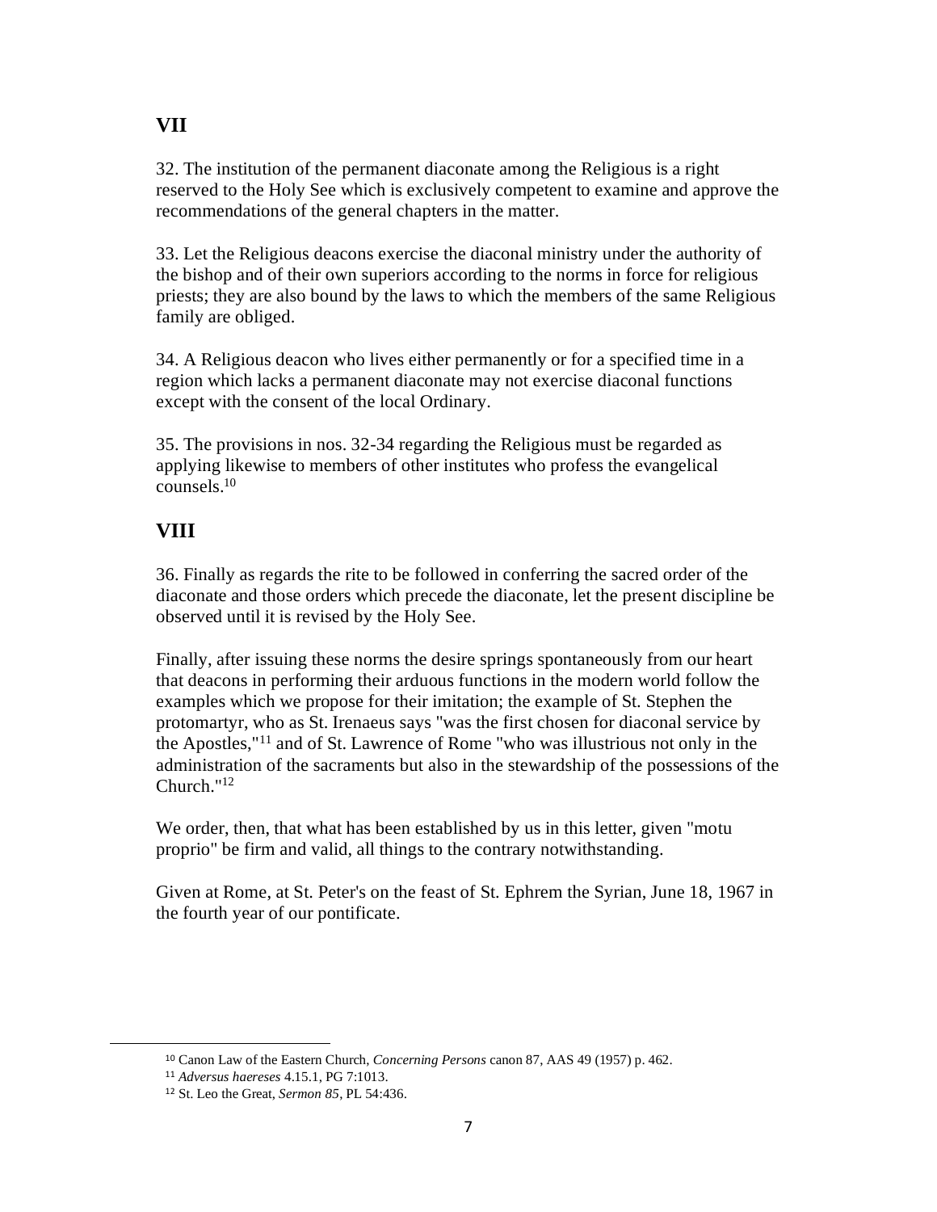## VII

32. The institution of the permanent diaconate among the Religious is a right reserved to the Holy See which is exclusively competent to examine and approve the recommendations of the general chapters in the matter.

33. Let the Religious deacons exercise the diaconal ministry under the authority of the bishop and of their own superiors according to the norms in force for religious priests; they are also bound by the laws to which the members of the same Religious family are obliged.

34. A Religious deacon who lives either permanently or for a specified time in a region which lacks a permanent diaconate may not exercise diaconal functions except with the consent of the local Ordinary.

35. The provisions in nos. 32-34 regarding the Religious must be regarded as applying likewise to members of other institutes who profess the evangelical counsels.[10]

## VIII

36. Finally as regards the rite to be followed in conferring the sacred order of the diaconate and those orders which precede the diaconate, let the present discipline be observed until it is revised by the Holy See.

Finally, after issuing these norms the desire springs spontaneously from our heart that deacons in performing their arduous functions in the modern world follow the examples which we propose for their imitation; the example of St. Stephen the protomartyr, who as St. Irenaeus says "was the first chosen for diaconal service by the Apostles,"[11] and of St. Lawrence of Rome "who was illustrious not only in the administration of the sacraments but also in the stewardship of the possessions of the Church."[12]

We order, then, that what has been established by us in this letter, given "motu proprio" be firm and valid, all things to the contrary notwithstanding.

Given at Rome, at St. Peter's on the feast of St. Ephrem the Syrian, June 18, 1967 in the fourth year of our pontificate.

---

[10] Canon Law of the Eastern Church, *Concerning Persons* canon 87, AAS 49 (1957) p. 462.

[11] *Adversus haereses* 4.15.1, PG 7:1013.

[12] St. Leo the Great, *Sermon 85*, PL 54:436.